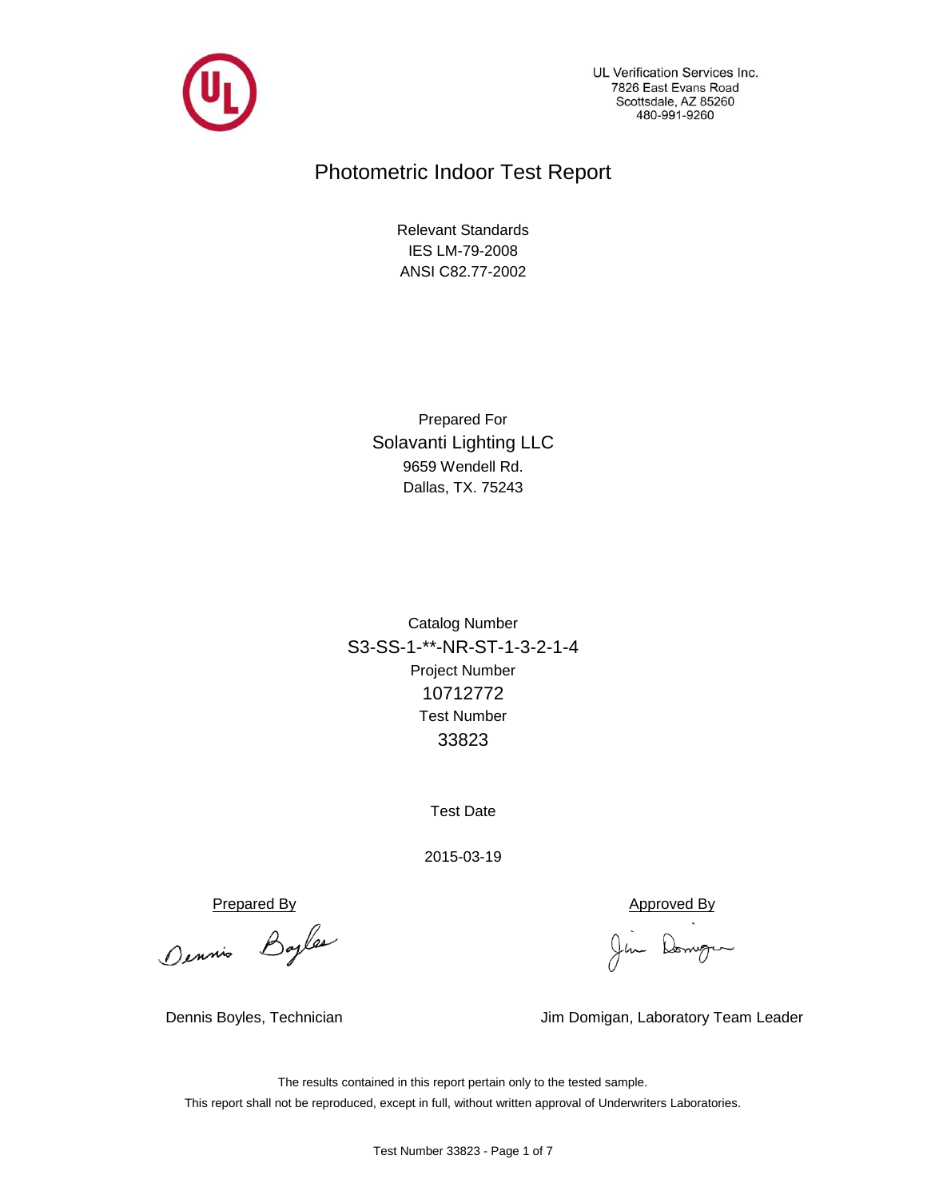UL Verification Services Inc.
7826 East Evans Road
Scottsdale, AZ 85260
480-991-9260

# Photometric Indoor Test Report

Relevant Standards
IES LM-79-2008
ANSI C82.77-2002

Prepared For
Solavanti Lighting LLC
9659 Wendell Rd.
Dallas, TX. 75243

Catalog Number
S3-SS-1-**-NR-ST-1-3-2-1-4
Project Number
10712772
Test Number
33823

Test Date

2015-03-19

| Prepared By | Approved By |
| --- | --- |
| Dennis Boyles, Technician | Jim Domigan, Laboratory Team Leader |

The results contained in this report pertain only to the tested sample.
This report shall not be reproduced, except in full, without written approval of Underwriters Laboratories.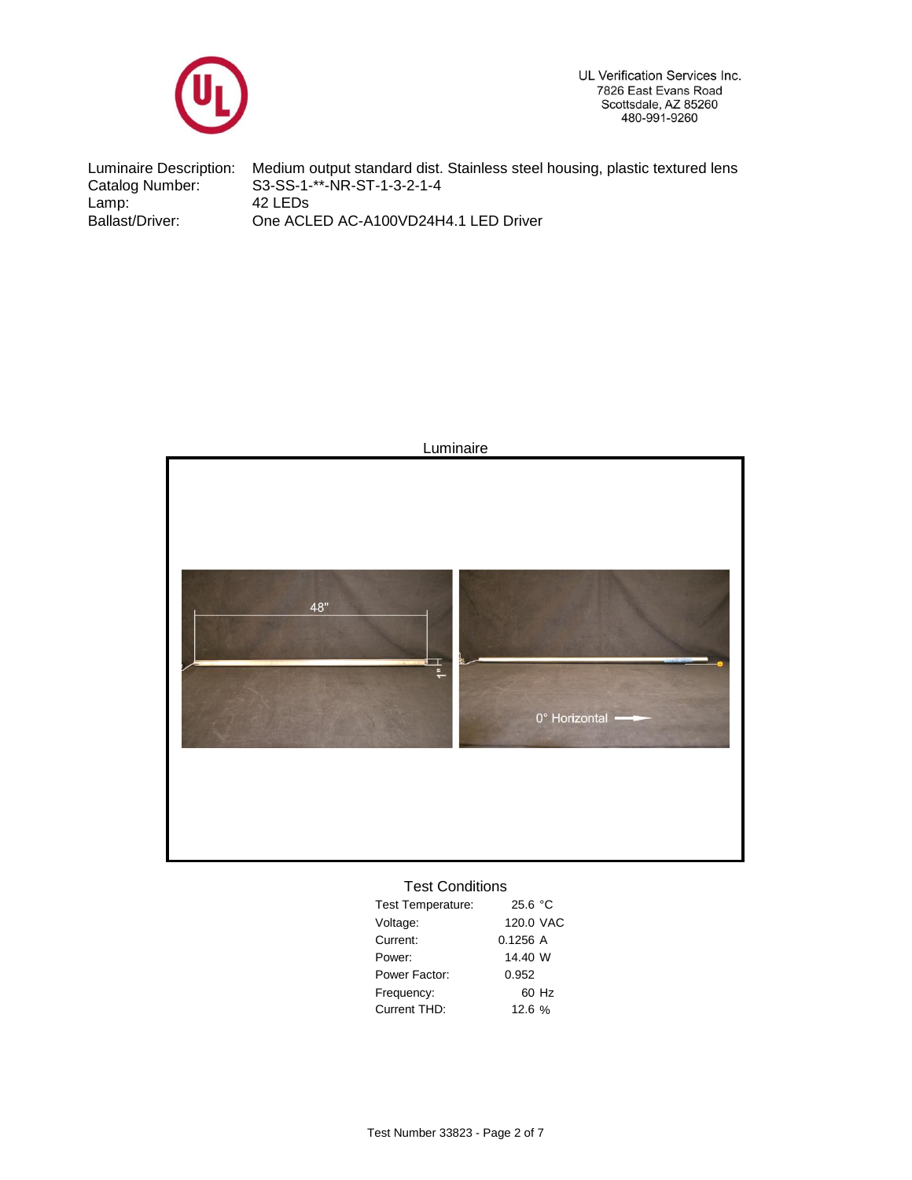UL Verification Services Inc.
7826 East Evans Road
Scottsdale, AZ 85260
480-991-9260

| | |
|---|---|
| Luminaire Description: | Medium output standard dist. Stainless steel housing, plastic textured lens |
| Catalog Number: | S3-SS-1-**-NR-ST-1-3-2-1-4 |
| Lamp: | 42 LEDs |
| Ballast/Driver: | One ACLED AC-A100VD24H4.1 LED Driver |

Luminaire

48"

1"

0° Horizontal

## Test Conditions

| | |
|---|---|
| Test Temperature: | 25.6 °C |
| Voltage: | 120.0 VAC |
| Current: | 0.1256 A |
| Power: | 14.40 W |
| Power Factor: | 0.952 |
| Frequency: | 60 Hz |
| Current THD: | 12.6 % |

Test Number 33823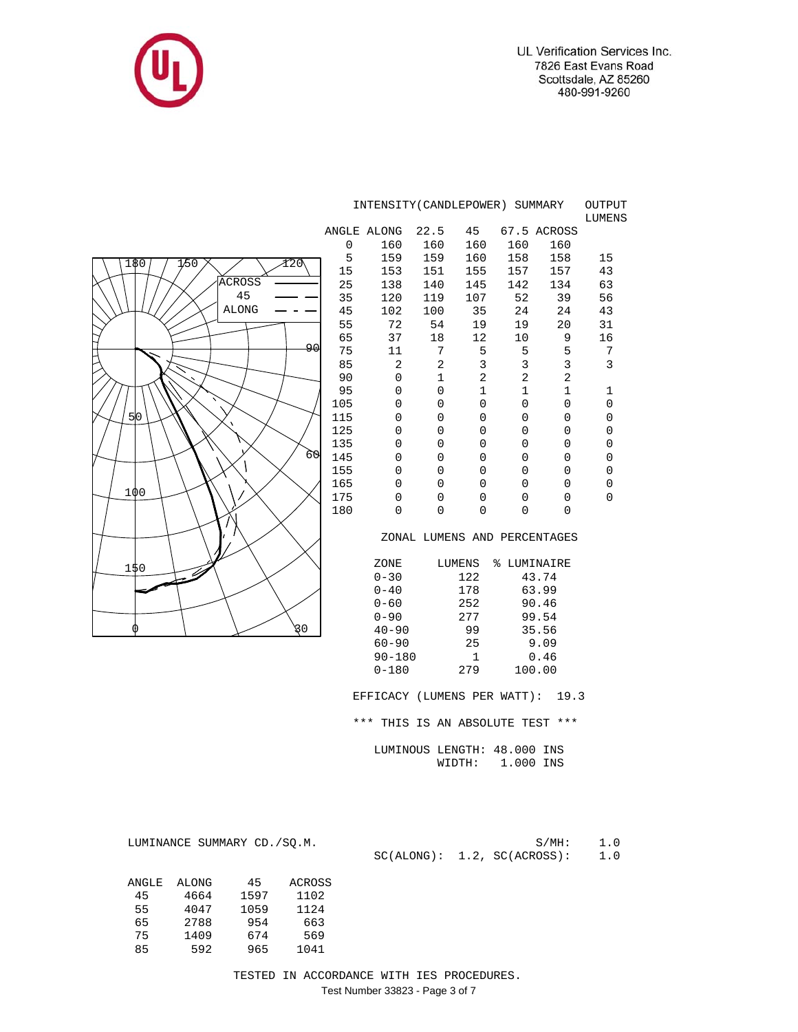UL Verification Services Inc.
7826 East Evans Road
Scottsdale, AZ 85260
480-991-9260

## INTENSITY(CANDLEPOWER) SUMMARY

| ANGLE | ALONG | 22.5 | 45 | 67.5 | ACROSS | OUTPUT LUMENS |
|---|---|---|---|---|---|---|
| 0 | 160 | 160 | 160 | 160 | 160 | |
| 5 | 159 | 159 | 160 | 158 | 158 | 15 |
| 15 | 153 | 151 | 155 | 157 | 157 | 43 |
| 25 | 138 | 140 | 145 | 142 | 134 | 63 |
| 35 | 120 | 119 | 107 | 52 | 39 | 56 |
| 45 | 102 | 100 | 35 | 24 | 24 | 43 |
| 55 | 72 | 54 | 19 | 19 | 20 | 31 |
| 65 | 37 | 18 | 12 | 10 | 9 | 16 |
| 75 | 11 | 7 | 5 | 5 | 5 | 7 |
| 85 | 2 | 2 | 3 | 3 | 3 | 3 |
| 90 | 0 | 1 | 2 | 2 | 2 | |
| 95 | 0 | 0 | 1 | 1 | 1 | 1 |
| 105 | 0 | 0 | 0 | 0 | 0 | 0 |
| 115 | 0 | 0 | 0 | 0 | 0 | 0 |
| 125 | 0 | 0 | 0 | 0 | 0 | 0 |
| 135 | 0 | 0 | 0 | 0 | 0 | 0 |
| 145 | 0 | 0 | 0 | 0 | 0 | 0 |
| 155 | 0 | 0 | 0 | 0 | 0 | 0 |
| 165 | 0 | 0 | 0 | 0 | 0 | 0 |
| 175 | 0 | 0 | 0 | 0 | 0 | 0 |
| 180 | 0 | 0 | 0 | 0 | 0 | |

## ZONAL LUMENS AND PERCENTAGES

| ZONE | LUMENS | % LUMINAIRE |
|---|---|---|
| 0-30 | 122 | 43.74 |
| 0-40 | 178 | 63.99 |
| 0-60 | 252 | 90.46 |
| 0-90 | 277 | 99.54 |
| 40-90 | 99 | 35.56 |
| 60-90 | 25 | 9.09 |
| 90-180 | 1 | 0.46 |
| 0-180 | 279 | 100.00 |

EFFICACY (LUMENS PER WATT): 19.3

*** THIS IS AN ABSOLUTE TEST ***

LUMINOUS LENGTH: 48.000 INS
WIDTH: 1.000 INS

## LUMINANCE SUMMARY CD./SQ.M.

S/MH: 1.0
SC(ALONG): 1.2, SC(ACROSS): 1.0

| ANGLE | ALONG | 45 | ACROSS |
|---|---|---|---|
| 45 | 4664 | 1597 | 1102 |
| 55 | 4047 | 1059 | 1124 |
| 65 | 2788 | 954 | 663 |
| 75 | 1409 | 674 | 569 |
| 85 | 592 | 965 | 1041 |

TESTED IN ACCORDANCE WITH IES PROCEDURES.

Test Number 33823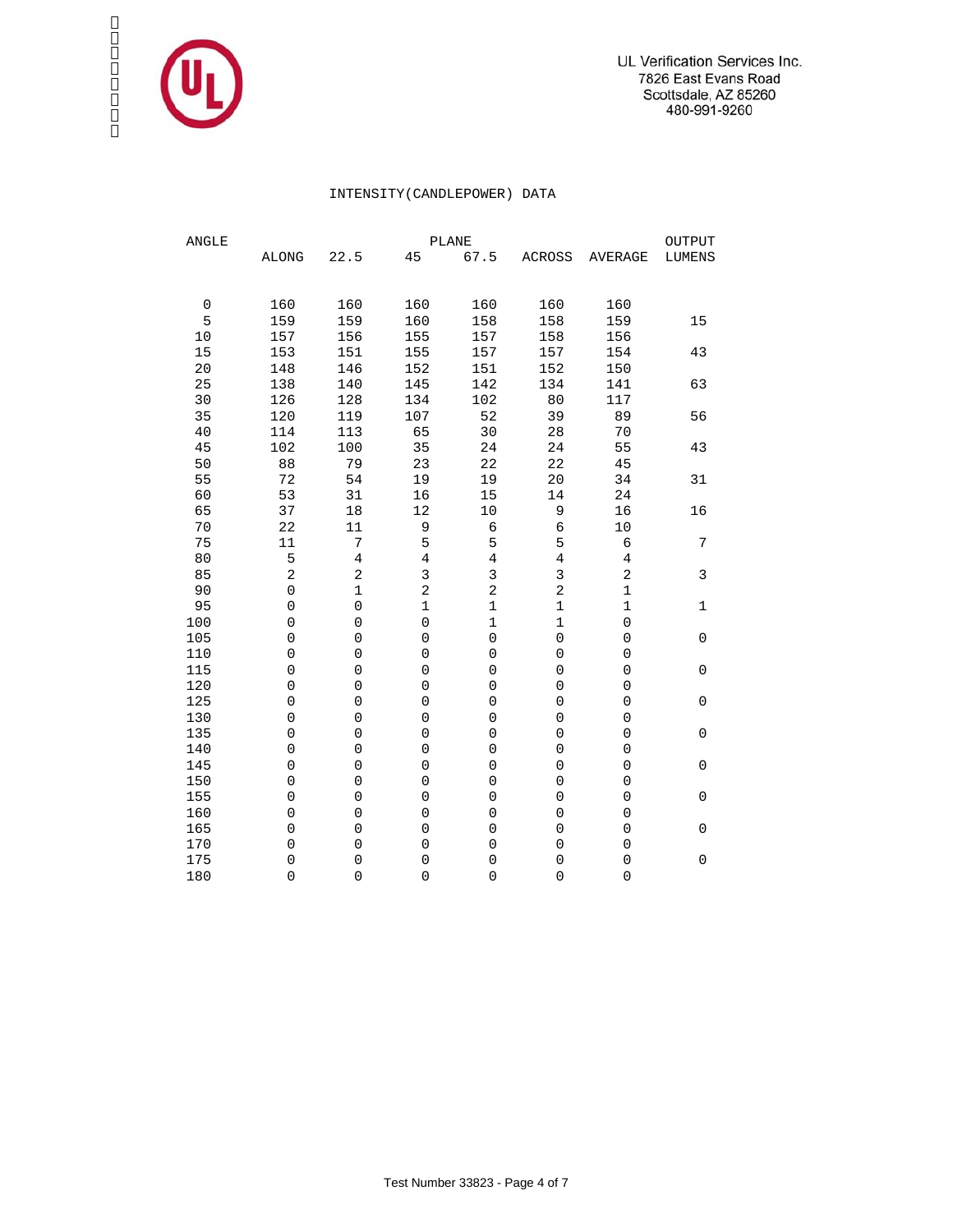UL Verification Services Inc.
7826 East Evans Road
Scottsdale, AZ 85260
480-991-9260

## INTENSITY(CANDLEPOWER) DATA

| ANGLE | PLANE | | | | | | OUTPUT |
|---|---|---|---|---|---|---|---|
| | ALONG | 22.5 | 45 | 67.5 | ACROSS | AVERAGE | LUMENS |
| 0 | 160 | 160 | 160 | 160 | 160 | 160 | |
| 5 | 159 | 159 | 160 | 158 | 158 | 159 | 15 |
| 10 | 157 | 156 | 155 | 157 | 158 | 156 | |
| 15 | 153 | 151 | 155 | 157 | 157 | 154 | 43 |
| 20 | 148 | 146 | 152 | 151 | 152 | 150 | |
| 25 | 138 | 140 | 145 | 142 | 134 | 141 | 63 |
| 30 | 126 | 128 | 134 | 102 | 80 | 117 | |
| 35 | 120 | 119 | 107 | 52 | 39 | 89 | 56 |
| 40 | 114 | 113 | 65 | 30 | 28 | 70 | |
| 45 | 102 | 100 | 35 | 24 | 24 | 55 | 43 |
| 50 | 88 | 79 | 23 | 22 | 22 | 45 | |
| 55 | 72 | 54 | 19 | 19 | 20 | 34 | 31 |
| 60 | 53 | 31 | 16 | 15 | 14 | 24 | |
| 65 | 37 | 18 | 12 | 10 | 9 | 16 | 16 |
| 70 | 22 | 11 | 9 | 6 | 6 | 10 | |
| 75 | 11 | 7 | 5 | 5 | 5 | 6 | 7 |
| 80 | 5 | 4 | 4 | 4 | 4 | 4 | |
| 85 | 2 | 2 | 3 | 3 | 3 | 2 | 3 |
| 90 | 0 | 1 | 2 | 2 | 2 | 1 | |
| 95 | 0 | 0 | 1 | 1 | 1 | 1 | 1 |
| 100 | 0 | 0 | 0 | 1 | 1 | 0 | |
| 105 | 0 | 0 | 0 | 0 | 0 | 0 | 0 |
| 110 | 0 | 0 | 0 | 0 | 0 | 0 | |
| 115 | 0 | 0 | 0 | 0 | 0 | 0 | 0 |
| 120 | 0 | 0 | 0 | 0 | 0 | 0 | |
| 125 | 0 | 0 | 0 | 0 | 0 | 0 | 0 |
| 130 | 0 | 0 | 0 | 0 | 0 | 0 | |
| 135 | 0 | 0 | 0 | 0 | 0 | 0 | 0 |
| 140 | 0 | 0 | 0 | 0 | 0 | 0 | |
| 145 | 0 | 0 | 0 | 0 | 0 | 0 | 0 |
| 150 | 0 | 0 | 0 | 0 | 0 | 0 | |
| 155 | 0 | 0 | 0 | 0 | 0 | 0 | 0 |
| 160 | 0 | 0 | 0 | 0 | 0 | 0 | |
| 165 | 0 | 0 | 0 | 0 | 0 | 0 | 0 |
| 170 | 0 | 0 | 0 | 0 | 0 | 0 | |
| 175 | 0 | 0 | 0 | 0 | 0 | 0 | 0 |
| 180 | 0 | 0 | 0 | 0 | 0 | 0 | |

Test Number 33823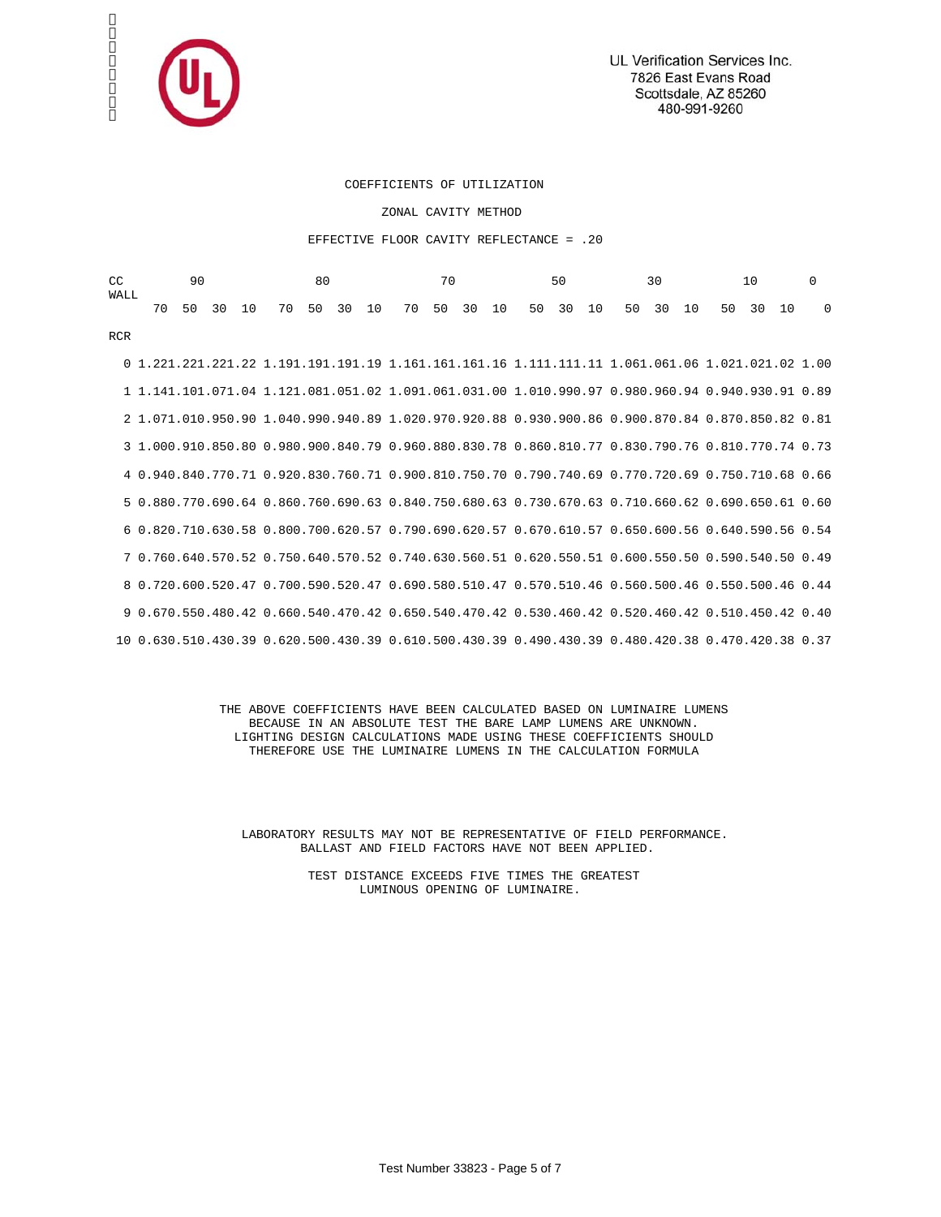UL Verification Services Inc.
7826 East Evans Road
Scottsdale, AZ 85260
480-991-9260

COEFFICIENTS OF UTILIZATION

ZONAL CAVITY METHOD

EFFECTIVE FLOOR CAVITY REFLECTANCE = .20

| CC | 90 | | | | 80 | | | | 70 | | | | 50 | | | 30 | | | 10 | | | 0 |
|---|---|---|---|---|---|---|---|---|---|---|---|---|---|---|---|---|---|---|---|---|---|---|
| WALL | 70 | 50 | 30 | 10 | 70 | 50 | 30 | 10 | 70 | 50 | 30 | 10 | 50 | 30 | 10 | 50 | 30 | 10 | 50 | 30 | 10 | 0 |
| RCR | | | | | | | | | | | | | | | | | | | | | | |
| 0 | 1.22 | 1.22 | 1.22 | 1.22 | 1.19 | 1.19 | 1.19 | 1.19 | 1.16 | 1.16 | 1.16 | 1.16 | 1.11 | 1.11 | 1.11 | 1.06 | 1.06 | 1.06 | 1.02 | 1.02 | 1.02 | 1.00 |
| 1 | 1.14 | 1.10 | 1.07 | 1.04 | 1.12 | 1.08 | 1.05 | 1.02 | 1.09 | 1.06 | 1.03 | 1.00 | 1.01 | 0.99 | 0.97 | 0.98 | 0.96 | 0.94 | 0.94 | 0.93 | 0.91 | 0.89 |
| 2 | 1.07 | 1.01 | 0.95 | 0.90 | 1.04 | 0.99 | 0.94 | 0.89 | 1.02 | 0.97 | 0.92 | 0.88 | 0.93 | 0.90 | 0.86 | 0.90 | 0.87 | 0.84 | 0.87 | 0.85 | 0.82 | 0.81 |
| 3 | 1.00 | 0.91 | 0.85 | 0.80 | 0.98 | 0.90 | 0.84 | 0.79 | 0.96 | 0.88 | 0.83 | 0.78 | 0.86 | 0.81 | 0.77 | 0.83 | 0.79 | 0.76 | 0.81 | 0.77 | 0.74 | 0.73 |
| 4 | 0.94 | 0.84 | 0.77 | 0.71 | 0.92 | 0.83 | 0.76 | 0.71 | 0.90 | 0.81 | 0.75 | 0.70 | 0.79 | 0.74 | 0.69 | 0.77 | 0.72 | 0.69 | 0.75 | 0.71 | 0.68 | 0.66 |
| 5 | 0.88 | 0.77 | 0.69 | 0.64 | 0.86 | 0.76 | 0.69 | 0.63 | 0.84 | 0.75 | 0.68 | 0.63 | 0.73 | 0.67 | 0.63 | 0.71 | 0.66 | 0.62 | 0.69 | 0.65 | 0.61 | 0.60 |
| 6 | 0.82 | 0.71 | 0.63 | 0.58 | 0.80 | 0.70 | 0.62 | 0.57 | 0.79 | 0.69 | 0.62 | 0.57 | 0.67 | 0.61 | 0.57 | 0.65 | 0.60 | 0.56 | 0.64 | 0.59 | 0.56 | 0.54 |
| 7 | 0.76 | 0.64 | 0.57 | 0.52 | 0.75 | 0.64 | 0.57 | 0.52 | 0.74 | 0.63 | 0.56 | 0.51 | 0.62 | 0.55 | 0.51 | 0.60 | 0.55 | 0.50 | 0.59 | 0.54 | 0.50 | 0.49 |
| 8 | 0.72 | 0.60 | 0.52 | 0.47 | 0.70 | 0.59 | 0.52 | 0.47 | 0.69 | 0.58 | 0.51 | 0.47 | 0.57 | 0.51 | 0.46 | 0.56 | 0.50 | 0.46 | 0.55 | 0.50 | 0.46 | 0.44 |
| 9 | 0.67 | 0.55 | 0.48 | 0.42 | 0.66 | 0.54 | 0.47 | 0.42 | 0.65 | 0.54 | 0.47 | 0.42 | 0.53 | 0.46 | 0.42 | 0.52 | 0.46 | 0.42 | 0.51 | 0.45 | 0.42 | 0.40 |
| 10 | 0.63 | 0.51 | 0.43 | 0.39 | 0.62 | 0.50 | 0.43 | 0.39 | 0.61 | 0.50 | 0.43 | 0.39 | 0.49 | 0.43 | 0.39 | 0.48 | 0.42 | 0.38 | 0.47 | 0.42 | 0.38 | 0.37 |

THE ABOVE COEFFICIENTS HAVE BEEN CALCULATED BASED ON LUMINAIRE LUMENS BECAUSE IN AN ABSOLUTE TEST THE BARE LAMP LUMENS ARE UNKNOWN. LIGHTING DESIGN CALCULATIONS MADE USING THESE COEFFICIENTS SHOULD THEREFORE USE THE LUMINAIRE LUMENS IN THE CALCULATION FORMULA

LABORATORY RESULTS MAY NOT BE REPRESENTATIVE OF FIELD PERFORMANCE. BALLAST AND FIELD FACTORS HAVE NOT BEEN APPLIED.

TEST DISTANCE EXCEEDS FIVE TIMES THE GREATEST LUMINOUS OPENING OF LUMINAIRE.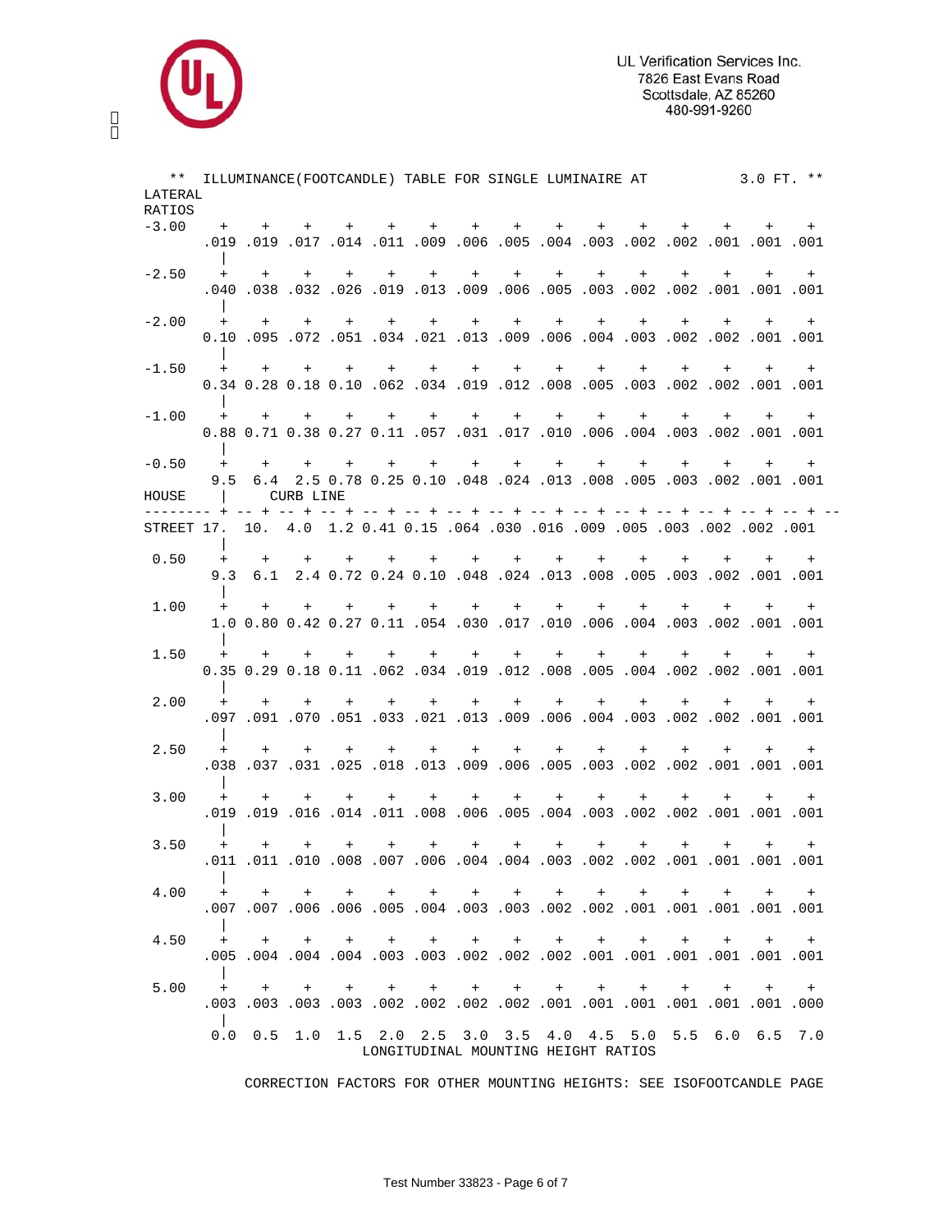\*\* ILLUMINANCE(FOOTCANDLE) TABLE FOR SINGLE LUMINAIRE AT 3.0 FT. \*\*

| LATERAL RATIOS | 0.0 | 0.5 | 1.0 | 1.5 | 2.0 | 2.5 | 3.0 | 3.5 | 4.0 | 4.5 | 5.0 | 5.5 | 6.0 | 6.5 | 7.0 |
|---|---|---|---|---|---|---|---|---|---|---|---|---|---|---|---|
| -3.00 | .019 | .019 | .017 | .014 | .011 | .009 | .006 | .005 | .004 | .003 | .002 | .002 | .001 | .001 | .001 |
| -2.50 | .040 | .038 | .032 | .026 | .019 | .013 | .009 | .006 | .005 | .003 | .002 | .002 | .001 | .001 | .001 |
| -2.00 | 0.10 | .095 | .072 | .051 | .034 | .021 | .013 | .009 | .006 | .004 | .003 | .002 | .002 | .001 | .001 |
| -1.50 | 0.34 | 0.28 | 0.18 | 0.10 | .062 | .034 | .019 | .012 | .008 | .005 | .003 | .002 | .002 | .001 | .001 |
| -1.00 | 0.88 | 0.71 | 0.38 | 0.27 | 0.11 | .057 | .031 | .017 | .010 | .006 | .004 | .003 | .002 | .001 | .001 |
| -0.50 | 9.5 | 6.4 | 2.5 | 0.78 | 0.25 | 0.10 | .048 | .024 | .013 | .008 | .005 | .003 | .002 | .001 | .001 |
| HOUSE / CURB LINE / STREET | 17. | 10. | 4.0 | 1.2 | 0.41 | 0.15 | .064 | .030 | .016 | .009 | .005 | .003 | .002 | .002 | .001 |
| 0.50 | 9.3 | 6.1 | 2.4 | 0.72 | 0.24 | 0.10 | .048 | .024 | .013 | .008 | .005 | .003 | .002 | .001 | .001 |
| 1.00 | 1.0 | 0.80 | 0.42 | 0.27 | 0.11 | .054 | .030 | .017 | .010 | .006 | .004 | .003 | .002 | .001 | .001 |
| 1.50 | 0.35 | 0.29 | 0.18 | 0.11 | .062 | .034 | .019 | .012 | .008 | .005 | .004 | .002 | .002 | .001 | .001 |
| 2.00 | .097 | .091 | .070 | .051 | .033 | .021 | .013 | .009 | .006 | .004 | .003 | .002 | .002 | .001 | .001 |
| 2.50 | .038 | .037 | .031 | .025 | .018 | .013 | .009 | .006 | .005 | .003 | .002 | .002 | .001 | .001 | .001 |
| 3.00 | .019 | .019 | .016 | .014 | .011 | .008 | .006 | .005 | .004 | .003 | .002 | .002 | .001 | .001 | .001 |
| 3.50 | .011 | .011 | .010 | .008 | .007 | .006 | .004 | .004 | .003 | .002 | .002 | .001 | .001 | .001 | .001 |
| 4.00 | .007 | .007 | .006 | .006 | .005 | .004 | .003 | .003 | .002 | .002 | .001 | .001 | .001 | .001 | .001 |
| 4.50 | .005 | .004 | .004 | .004 | .003 | .003 | .002 | .002 | .002 | .001 | .001 | .001 | .001 | .001 | .001 |
| 5.00 | .003 | .003 | .003 | .003 | .002 | .002 | .002 | .002 | .001 | .001 | .001 | .001 | .001 | .001 | .000 |

LONGITUDINAL MOUNTING HEIGHT RATIOS

CORRECTION FACTORS FOR OTHER MOUNTING HEIGHTS: SEE ISOFOOTCANDLE PAGE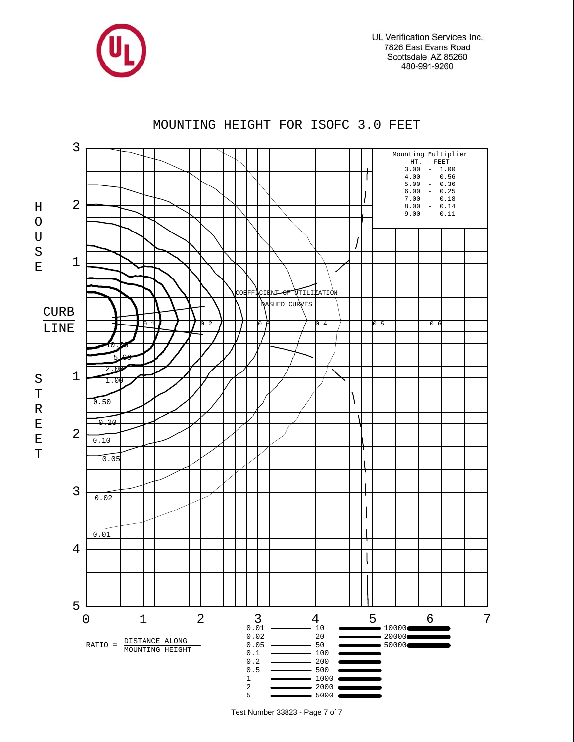UL Verification Services Inc.
7826 East Evans Road
Scottsdale, AZ 85260
480-991-9260

# MOUNTING HEIGHT FOR ISOFC 3.0 FEET

Mounting Multiplier
HT. - FEET
3.00 - 1.00
4.00 - 0.56
5.00 - 0.36
6.00 - 0.25
7.00 - 0.18
8.00 - 0.14
9.00 - 0.11

HOUSE

CURB LINE

STREET

COEFFICIENT OF UTILIZATION
DASHED CURVES

0.1 0.2 0.3 0.4 0.5 0.6

10.00
5.00
2.00
1.00
0.50
0.20
0.10
0.05
0.02
0.01

3 2 1 1 2 3 4 5

0 1 2 3 4 5 6 7

RATIO = DISTANCE ALONG / MOUNTING HEIGHT

0.01 — 10 — 10000
0.02 — 20 — 20000
0.05 — 50 — 50000
0.1 — 100
0.2 — 200
0.5 — 500
1 — 1000
2 — 2000
5 — 5000

Test Number 33823